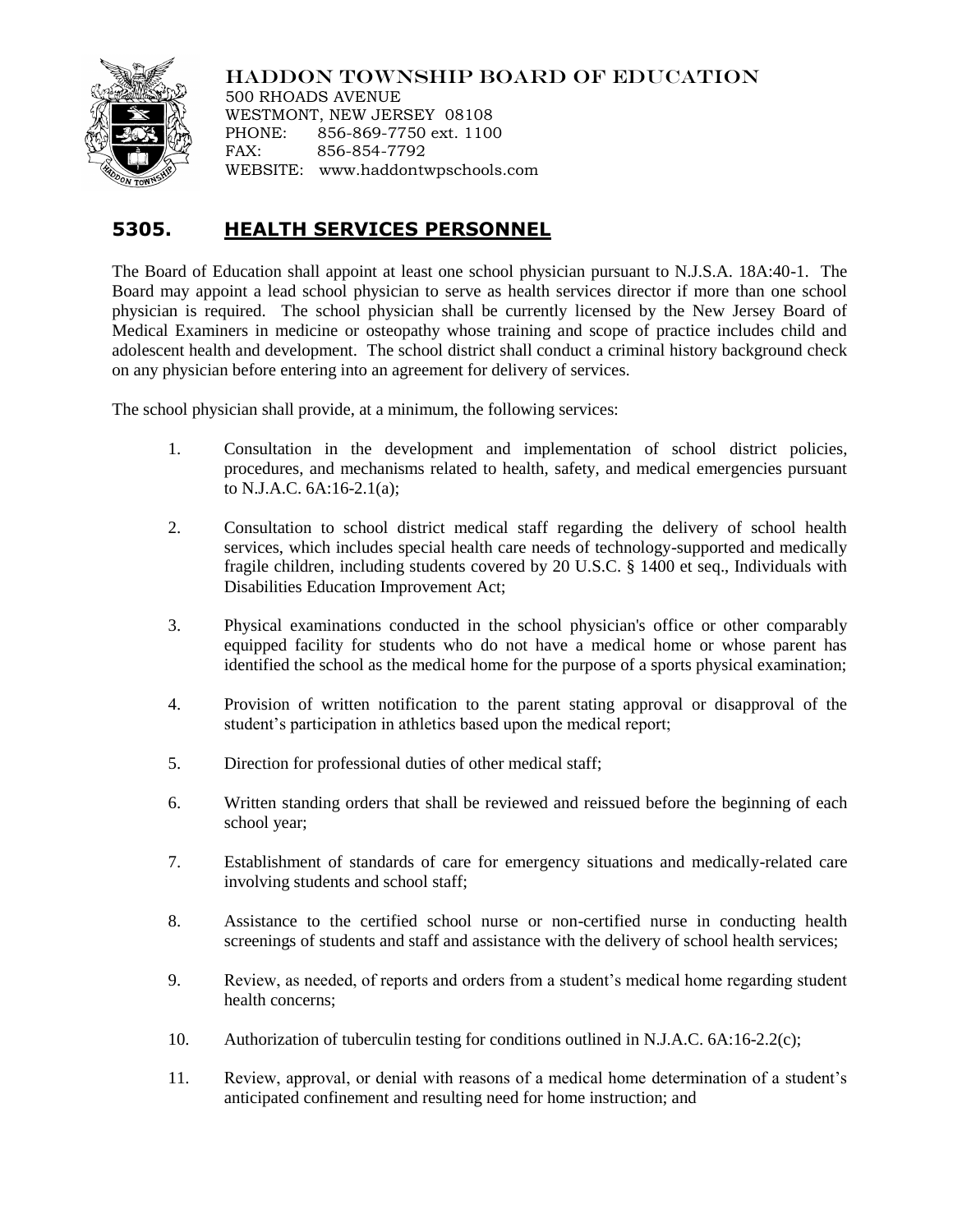HADDON TOWNSHIP BOARD OF EDUCATION
500 RHOADS AVENUE
WESTMONT, NEW JERSEY 08108
PHONE: 856-869-7750 ext. 1100
FAX: 856-854-7792
WEBSITE: www.haddontwpschools.com

# 5305. HEALTH SERVICES PERSONNEL

The Board of Education shall appoint at least one school physician pursuant to N.J.S.A. 18A:40-1. The Board may appoint a lead school physician to serve as health services director if more than one school physician is required. The school physician shall be currently licensed by the New Jersey Board of Medical Examiners in medicine or osteopathy whose training and scope of practice includes child and adolescent health and development. The school district shall conduct a criminal history background check on any physician before entering into an agreement for delivery of services.

The school physician shall provide, at a minimum, the following services:

1. Consultation in the development and implementation of school district policies, procedures, and mechanisms related to health, safety, and medical emergencies pursuant to N.J.A.C. 6A:16-2.1(a);

2. Consultation to school district medical staff regarding the delivery of school health services, which includes special health care needs of technology-supported and medically fragile children, including students covered by 20 U.S.C. § 1400 et seq., Individuals with Disabilities Education Improvement Act;

3. Physical examinations conducted in the school physician's office or other comparably equipped facility for students who do not have a medical home or whose parent has identified the school as the medical home for the purpose of a sports physical examination;

4. Provision of written notification to the parent stating approval or disapproval of the student's participation in athletics based upon the medical report;

5. Direction for professional duties of other medical staff;

6. Written standing orders that shall be reviewed and reissued before the beginning of each school year;

7. Establishment of standards of care for emergency situations and medically-related care involving students and school staff;

8. Assistance to the certified school nurse or non-certified nurse in conducting health screenings of students and staff and assistance with the delivery of school health services;

9. Review, as needed, of reports and orders from a student's medical home regarding student health concerns;

10. Authorization of tuberculin testing for conditions outlined in N.J.A.C. 6A:16-2.2(c);

11. Review, approval, or denial with reasons of a medical home determination of a student's anticipated confinement and resulting need for home instruction; and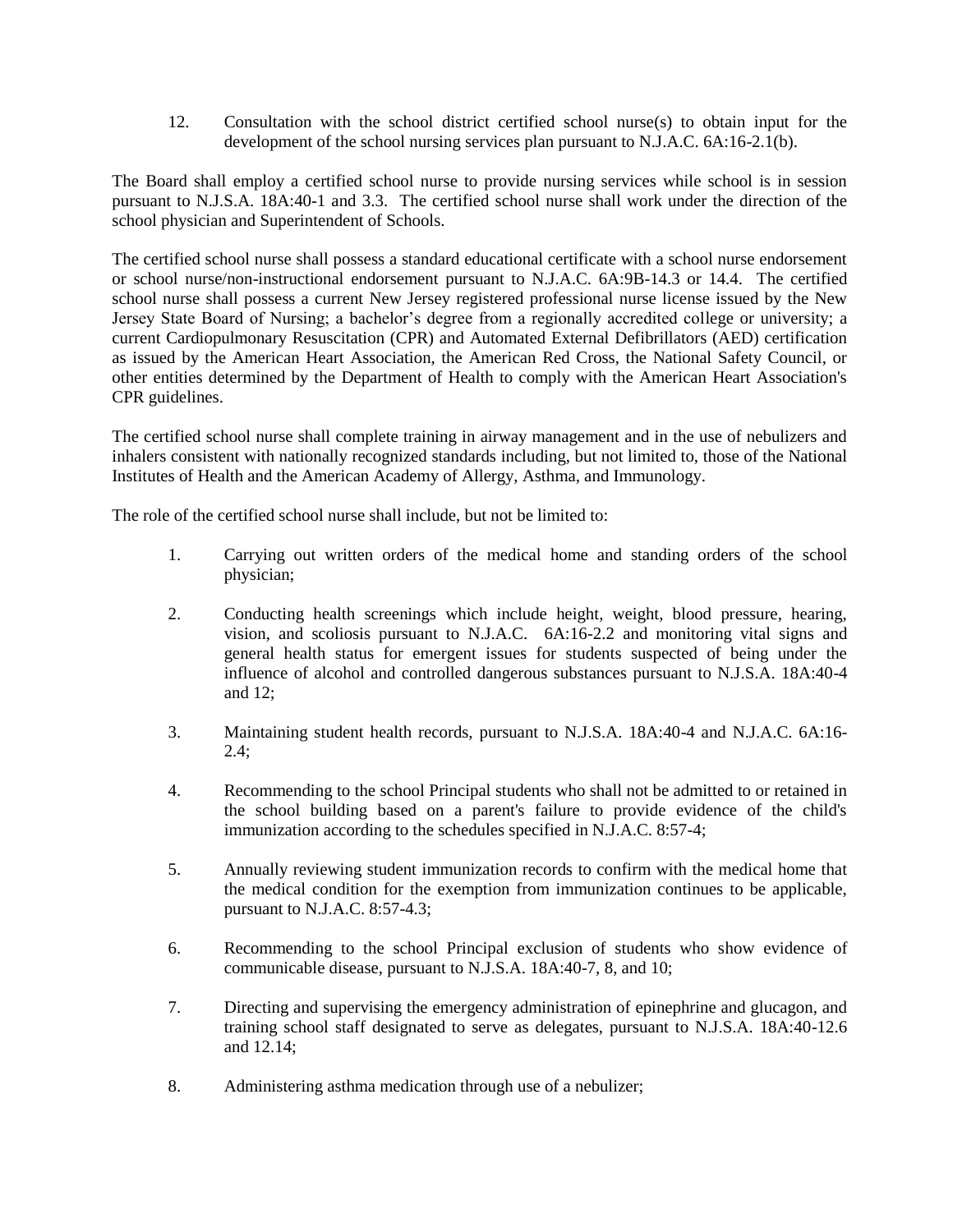12. Consultation with the school district certified school nurse(s) to obtain input for the development of the school nursing services plan pursuant to N.J.A.C. 6A:16-2.1(b).

The Board shall employ a certified school nurse to provide nursing services while school is in session pursuant to N.J.S.A. 18A:40-1 and 3.3. The certified school nurse shall work under the direction of the school physician and Superintendent of Schools.

The certified school nurse shall possess a standard educational certificate with a school nurse endorsement or school nurse/non-instructional endorsement pursuant to N.J.A.C. 6A:9B-14.3 or 14.4. The certified school nurse shall possess a current New Jersey registered professional nurse license issued by the New Jersey State Board of Nursing; a bachelor's degree from a regionally accredited college or university; a current Cardiopulmonary Resuscitation (CPR) and Automated External Defibrillators (AED) certification as issued by the American Heart Association, the American Red Cross, the National Safety Council, or other entities determined by the Department of Health to comply with the American Heart Association's CPR guidelines.

The certified school nurse shall complete training in airway management and in the use of nebulizers and inhalers consistent with nationally recognized standards including, but not limited to, those of the National Institutes of Health and the American Academy of Allergy, Asthma, and Immunology.

The role of the certified school nurse shall include, but not be limited to:

1. Carrying out written orders of the medical home and standing orders of the school physician;

2. Conducting health screenings which include height, weight, blood pressure, hearing, vision, and scoliosis pursuant to N.J.A.C. 6A:16-2.2 and monitoring vital signs and general health status for emergent issues for students suspected of being under the influence of alcohol and controlled dangerous substances pursuant to N.J.S.A. 18A:40-4 and 12;

3. Maintaining student health records, pursuant to N.J.S.A. 18A:40-4 and N.J.A.C. 6A:16-2.4;

4. Recommending to the school Principal students who shall not be admitted to or retained in the school building based on a parent's failure to provide evidence of the child's immunization according to the schedules specified in N.J.A.C. 8:57-4;

5. Annually reviewing student immunization records to confirm with the medical home that the medical condition for the exemption from immunization continues to be applicable, pursuant to N.J.A.C. 8:57-4.3;

6. Recommending to the school Principal exclusion of students who show evidence of communicable disease, pursuant to N.J.S.A. 18A:40-7, 8, and 10;

7. Directing and supervising the emergency administration of epinephrine and glucagon, and training school staff designated to serve as delegates, pursuant to N.J.S.A. 18A:40-12.6 and 12.14;

8. Administering asthma medication through use of a nebulizer;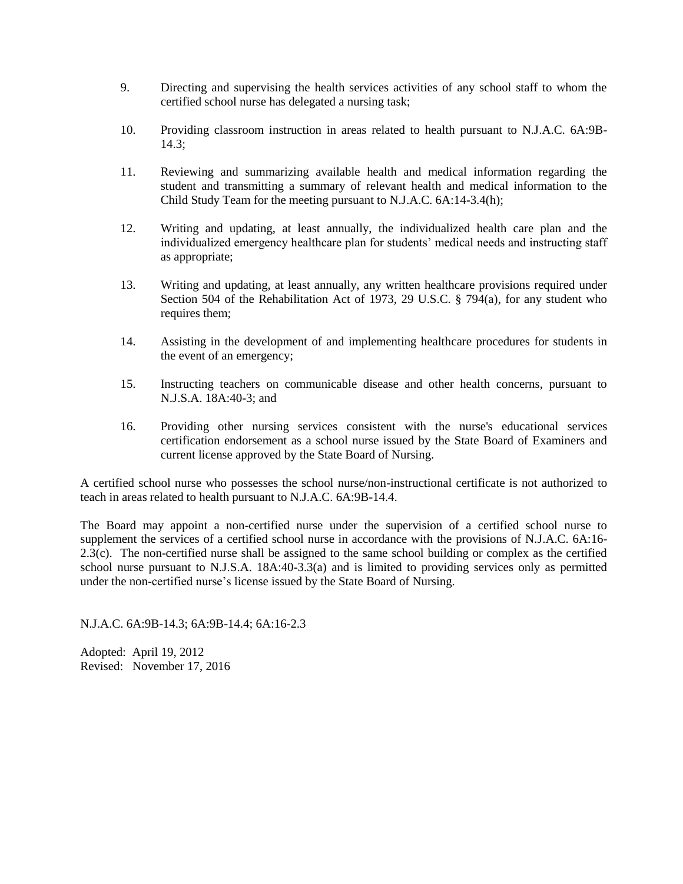9. Directing and supervising the health services activities of any school staff to whom the certified school nurse has delegated a nursing task;

10. Providing classroom instruction in areas related to health pursuant to N.J.A.C. 6A:9B-14.3;

11. Reviewing and summarizing available health and medical information regarding the student and transmitting a summary of relevant health and medical information to the Child Study Team for the meeting pursuant to N.J.A.C. 6A:14-3.4(h);

12. Writing and updating, at least annually, the individualized health care plan and the individualized emergency healthcare plan for students' medical needs and instructing staff as appropriate;

13. Writing and updating, at least annually, any written healthcare provisions required under Section 504 of the Rehabilitation Act of 1973, 29 U.S.C. § 794(a), for any student who requires them;

14. Assisting in the development of and implementing healthcare procedures for students in the event of an emergency;

15. Instructing teachers on communicable disease and other health concerns, pursuant to N.J.S.A. 18A:40-3; and

16. Providing other nursing services consistent with the nurse's educational services certification endorsement as a school nurse issued by the State Board of Examiners and current license approved by the State Board of Nursing.

A certified school nurse who possesses the school nurse/non-instructional certificate is not authorized to teach in areas related to health pursuant to N.J.A.C. 6A:9B-14.4.

The Board may appoint a non-certified nurse under the supervision of a certified school nurse to supplement the services of a certified school nurse in accordance with the provisions of N.J.A.C. 6A:16-2.3(c). The non-certified nurse shall be assigned to the same school building or complex as the certified school nurse pursuant to N.J.S.A. 18A:40-3.3(a) and is limited to providing services only as permitted under the non-certified nurse's license issued by the State Board of Nursing.

N.J.A.C. 6A:9B-14.3; 6A:9B-14.4; 6A:16-2.3

Adopted: April 19, 2012
Revised: November 17, 2016